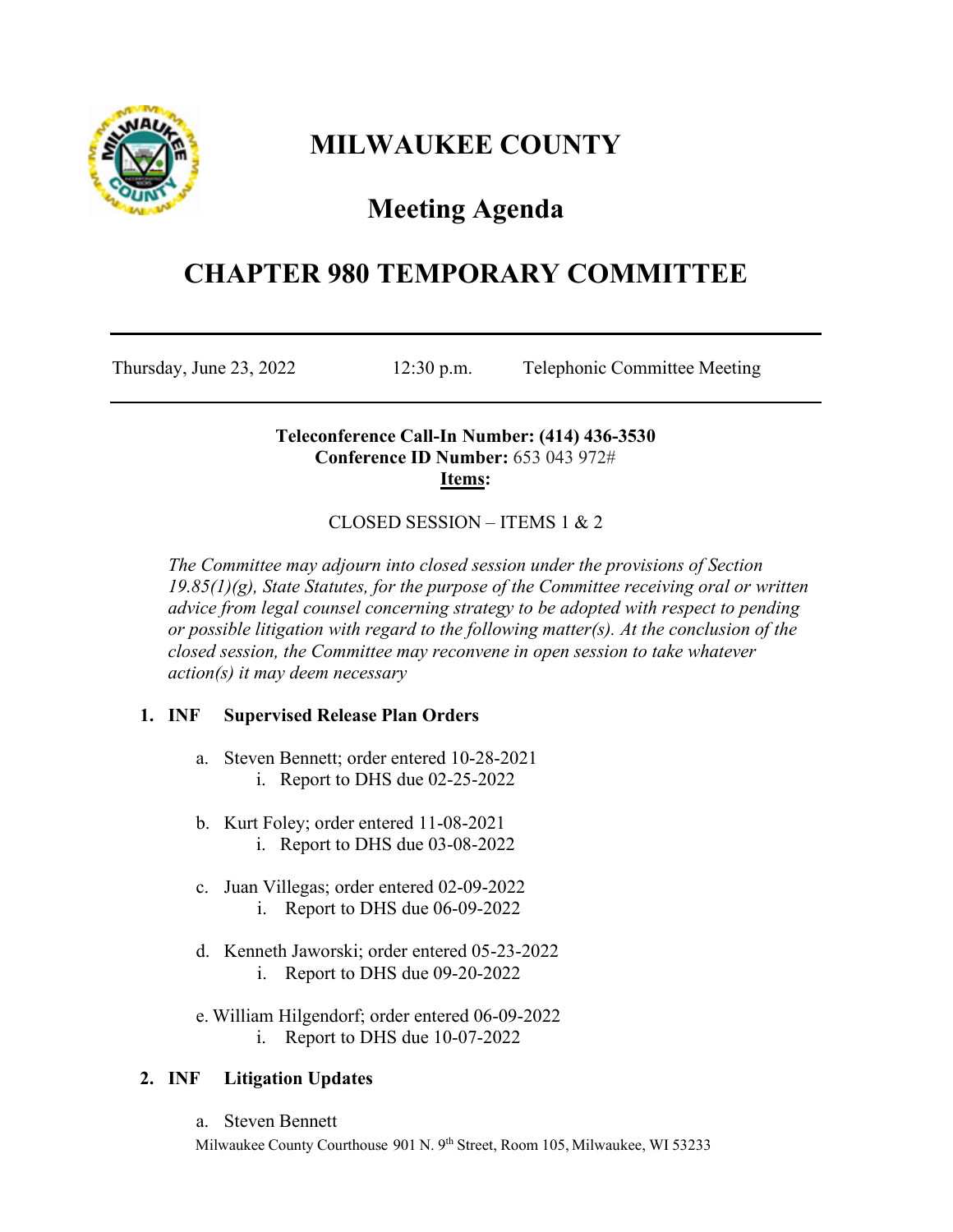# MILWAUKEE COUNTY

## Meeting Agenda

# CHAPTER 980 TEMPORARY COMMITTEE

Thursday, June 23, 2022 12:30 p.m. Telephonic Committee Meeting

**Teleconference Call-In Number: (414) 436-3530**
**Conference ID Number:** 653 043 972#
**Items:**

CLOSED SESSION – ITEMS 1 & 2

*The Committee may adjourn into closed session under the provisions of Section 19.85(1)(g), State Statutes, for the purpose of the Committee receiving oral or written advice from legal counsel concerning strategy to be adopted with respect to pending or possible litigation with regard to the following matter(s). At the conclusion of the closed session, the Committee may reconvene in open session to take whatever action(s) it may deem necessary*

**1. INF Supervised Release Plan Orders**

a. Steven Bennett; order entered 10-28-2021
   i. Report to DHS due 02-25-2022

b. Kurt Foley; order entered 11-08-2021
   i. Report to DHS due 03-08-2022

c. Juan Villegas; order entered 02-09-2022
   i. Report to DHS due 06-09-2022

d. Kenneth Jaworski; order entered 05-23-2022
   i. Report to DHS due 09-20-2022

e. William Hilgendorf; order entered 06-09-2022
   i. Report to DHS due 10-07-2022

**2. INF Litigation Updates**

a. Steven Bennett

Milwaukee County Courthouse 901 N. 9th Street, Room 105, Milwaukee, WI 53233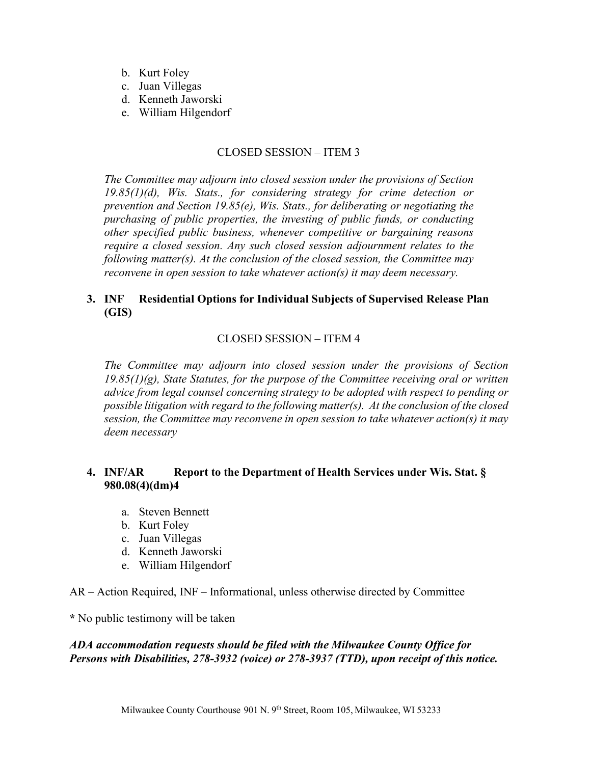b. Kurt Foley
c. Juan Villegas
d. Kenneth Jaworski
e. William Hilgendorf

CLOSED SESSION – ITEM 3

*The Committee may adjourn into closed session under the provisions of Section 19.85(1)(d), Wis. Stats., for considering strategy for crime detection or prevention and Section 19.85(e), Wis. Stats., for deliberating or negotiating the purchasing of public properties, the investing of public funds, or conducting other specified public business, whenever competitive or bargaining reasons require a closed session. Any such closed session adjournment relates to the following matter(s). At the conclusion of the closed session, the Committee may reconvene in open session to take whatever action(s) it may deem necessary.*

**3. INF Residential Options for Individual Subjects of Supervised Release Plan (GIS)**

CLOSED SESSION – ITEM 4

*The Committee may adjourn into closed session under the provisions of Section 19.85(1)(g), State Statutes, for the purpose of the Committee receiving oral or written advice from legal counsel concerning strategy to be adopted with respect to pending or possible litigation with regard to the following matter(s). At the conclusion of the closed session, the Committee may reconvene in open session to take whatever action(s) it may deem necessary*

**4. INF/AR Report to the Department of Health Services under Wis. Stat. § 980.08(4)(dm)4**

a. Steven Bennett
b. Kurt Foley
c. Juan Villegas
d. Kenneth Jaworski
e. William Hilgendorf

AR – Action Required, INF – Informational, unless otherwise directed by Committee

**\*** No public testimony will be taken

***ADA accommodation requests should be filed with the Milwaukee County Office for Persons with Disabilities, 278-3932 (voice) or 278-3937 (TTD), upon receipt of this notice.***

Milwaukee County Courthouse 901 N. 9th Street, Room 105, Milwaukee, WI 53233